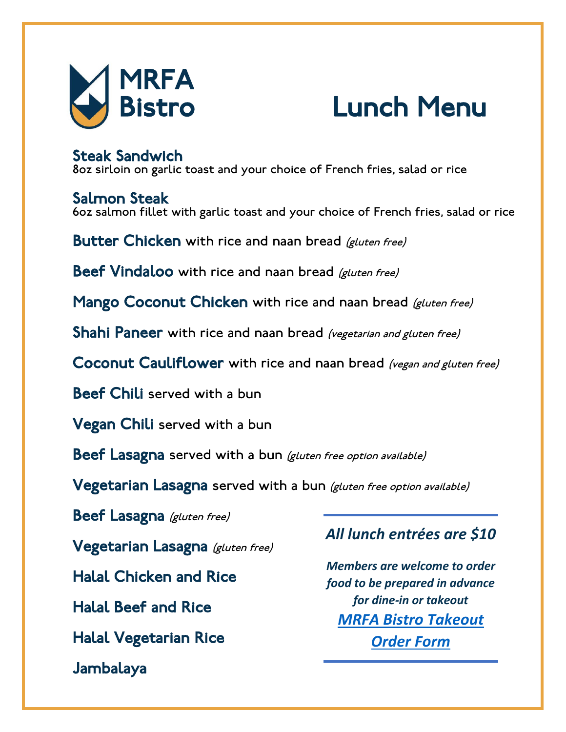# MRFA Bistro

# Lunch Menu

**Steak Sandwich**
8oz sirloin on garlic toast and your choice of French fries, salad or rice

**Salmon Steak**
6oz salmon fillet with garlic toast and your choice of French fries, salad or rice

**Butter Chicken** with rice and naan bread *(gluten free)*

**Beef Vindaloo** with rice and naan bread *(gluten free)*

**Mango Coconut Chicken** with rice and naan bread *(gluten free)*

**Shahi Paneer** with rice and naan bread *(vegetarian and gluten free)*

**Coconut Cauliflower** with rice and naan bread *(vegan and gluten free)*

**Beef Chili** served with a bun

**Vegan Chili** served with a bun

**Beef Lasagna** served with a bun *(gluten free option available)*

**Vegetarian Lasagna** served with a bun *(gluten free option available)*

**Beef Lasagna** *(gluten free)*

**Vegetarian Lasagna** *(gluten free)*

**Halal Chicken and Rice**

**Halal Beef and Rice**

**Halal Vegetarian Rice**

**Jambalaya**

---

***All lunch entrées are $10***

***Members are welcome to order food to be prepared in advance for dine-in or takeout***

***MRFA Bistro Takeout Order Form***

---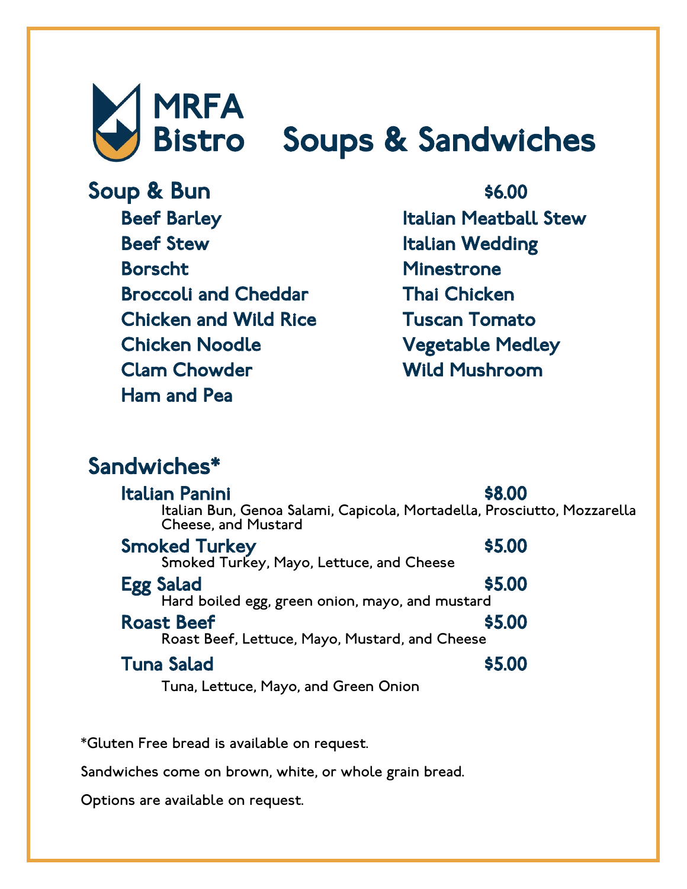# MRFA Bistro — Soups & Sandwiches

## Soup & Bun — $6.00

- Beef Barley
- Beef Stew
- Borscht
- Broccoli and Cheddar
- Chicken and Wild Rice
- Chicken Noodle
- Clam Chowder
- Ham and Pea
- Italian Meatball Stew
- Italian Wedding
- Minestrone
- Thai Chicken
- Tuscan Tomato
- Vegetable Medley
- Wild Mushroom

## Sandwiches*

**Italian Panini** — $8.00
Italian Bun, Genoa Salami, Capicola, Mortadella, Prosciutto, Mozzarella Cheese, and Mustard

**Smoked Turkey** — $5.00
Smoked Turkey, Mayo, Lettuce, and Cheese

**Egg Salad** — $5.00
Hard boiled egg, green onion, mayo, and mustard

**Roast Beef** — $5.00
Roast Beef, Lettuce, Mayo, Mustard, and Cheese

**Tuna Salad** — $5.00
Tuna, Lettuce, Mayo, and Green Onion

*Gluten Free bread is available on request.

Sandwiches come on brown, white, or whole grain bread.

Options are available on request.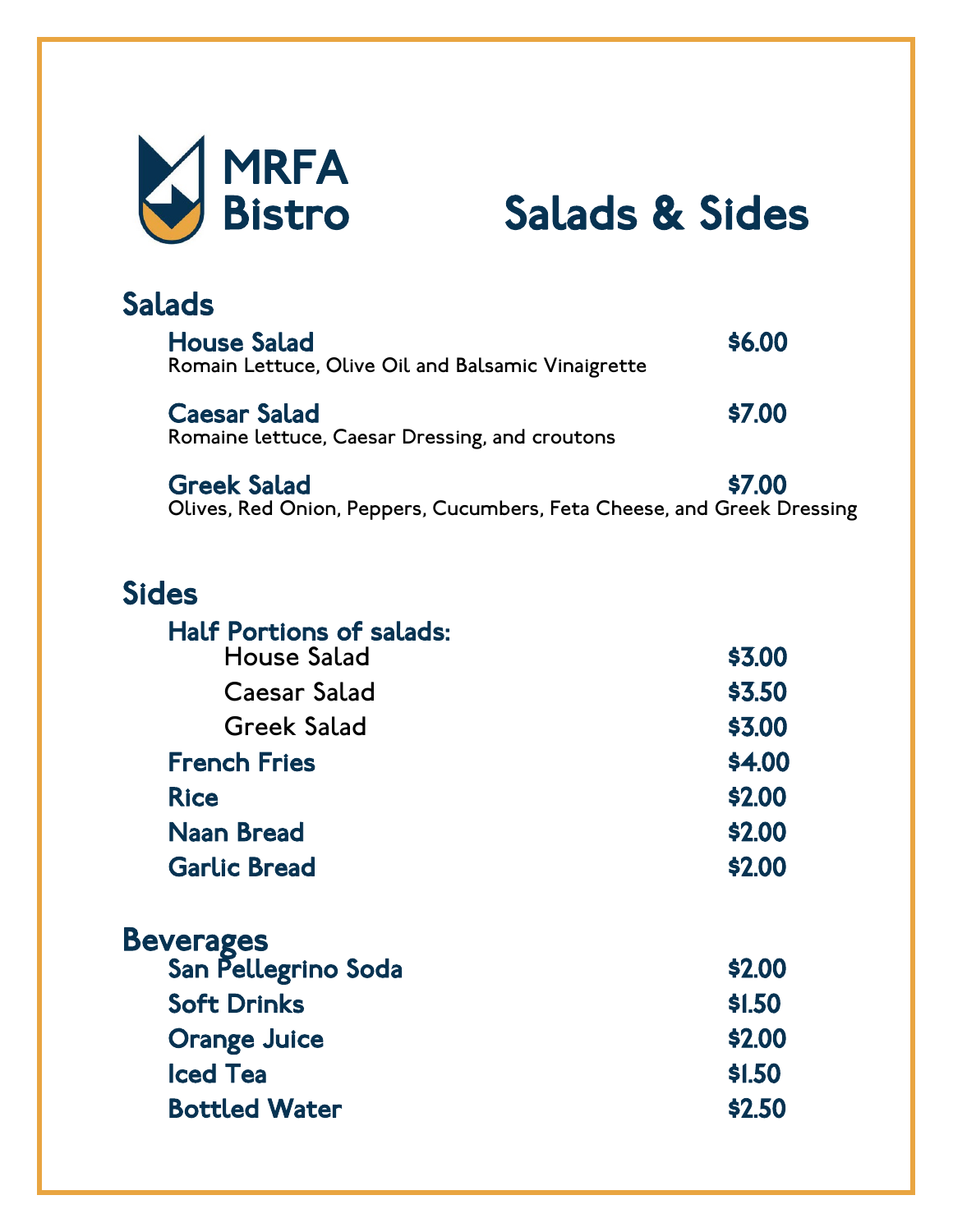MRFA Bistro

# Salads & Sides

## Salads

**House Salad** — **$6.00**
Romain Lettuce, Olive Oil and Balsamic Vinaigrette

**Caesar Salad** — **$7.00**
Romaine lettuce, Caesar Dressing, and croutons

**Greek Salad** — **$7.00**
Olives, Red Onion, Peppers, Cucumbers, Feta Cheese, and Greek Dressing

## Sides

**Half Portions of salads:**

| | |
|---|---|
| House Salad | **$3.00** |
| Caesar Salad | **$3.50** |
| Greek Salad | **$3.00** |
| **French Fries** | **$4.00** |
| **Rice** | **$2.00** |
| **Naan Bread** | **$2.00** |
| **Garlic Bread** | **$2.00** |

## Beverages

| | |
|---|---|
| **San Pellegrino Soda** | **$2.00** |
| **Soft Drinks** | **$1.50** |
| **Orange Juice** | **$2.00** |
| **Iced Tea** | **$1.50** |
| **Bottled Water** | **$2.50** |